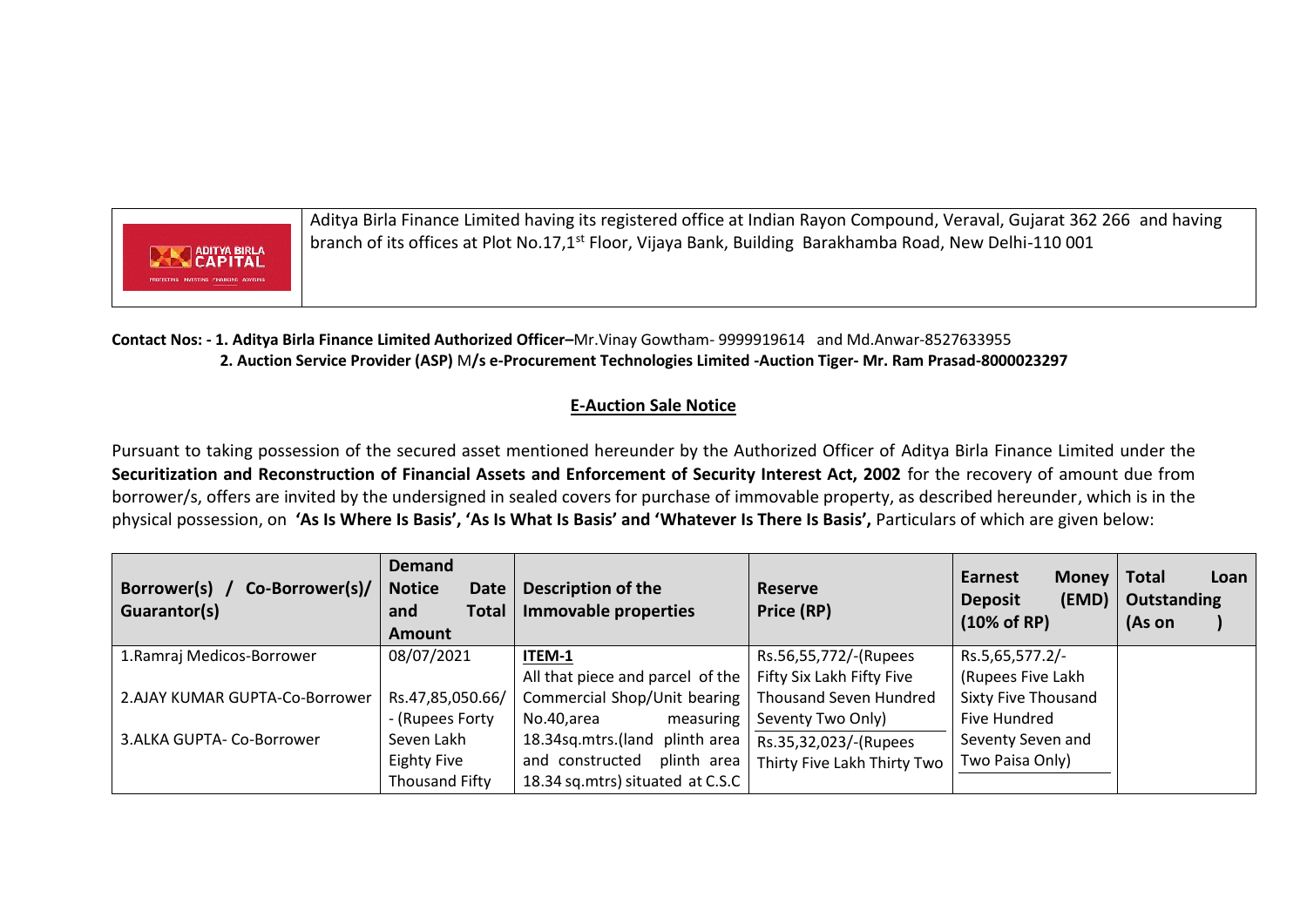| | Aditya Birla Finance Limited having its registered office at Indian Rayon Compound, Veraval, Gujarat 362 266 and having branch of its offices at Plot No.17,1st Floor, Vijaya Bank, Building Barakhamba Road, New Delhi-110 001 |
|---|---|

**Contact Nos: - 1. Aditya Birla Finance Limited Authorized Officer–**Mr.Vinay Gowtham- 9999919614 and Md.Anwar-8527633955
**2. Auction Service Provider (ASP)** M**/s e-Procurement Technologies Limited -Auction Tiger- Mr. Ram Prasad-8000023297**

## E-Auction Sale Notice

Pursuant to taking possession of the secured asset mentioned hereunder by the Authorized Officer of Aditya Birla Finance Limited under the **Securitization and Reconstruction of Financial Assets and Enforcement of Security Interest Act, 2002** for the recovery of amount due from borrower/s, offers are invited by the undersigned in sealed covers for purchase of immovable property, as described hereunder, which is in the physical possession, on **'As Is Where Is Basis', 'As Is What Is Basis' and 'Whatever Is There Is Basis',** Particulars of which are given below:

| Borrower(s) / Co-Borrower(s)/ Guarantor(s) | Demand Notice Date and Total Amount | Description of the Immovable properties | Reserve Price (RP) | Earnest Money Deposit (EMD) (10% of RP) | Total Loan Outstanding (As on ) |
|---|---|---|---|---|---|
| 1.Ramraj Medicos-Borrower<br>2.AJAY KUMAR GUPTA-Co-Borrower<br>3.ALKA GUPTA- Co-Borrower | 08/07/2021<br>Rs.47,85,050.66/- (Rupees Forty Seven Lakh Eighty Five Thousand Fifty | **ITEM-1**<br>All that piece and parcel of the Commercial Shop/Unit bearing No.40,area measuring 18.34sq.mtrs.(land plinth area and constructed plinth area 18.34 sq.mtrs) situated at C.S.C | Rs.56,55,772/-(Rupees Fifty Six Lakh Fifty Five Thousand Seven Hundred Seventy Two Only)<br>Rs.35,32,023/-(Rupees Thirty Five Lakh Thirty Two | Rs.5,65,577.2/- (Rupees Five Lakh Sixty Five Thousand Five Hundred Seventy Seven and Two Paisa Only) | |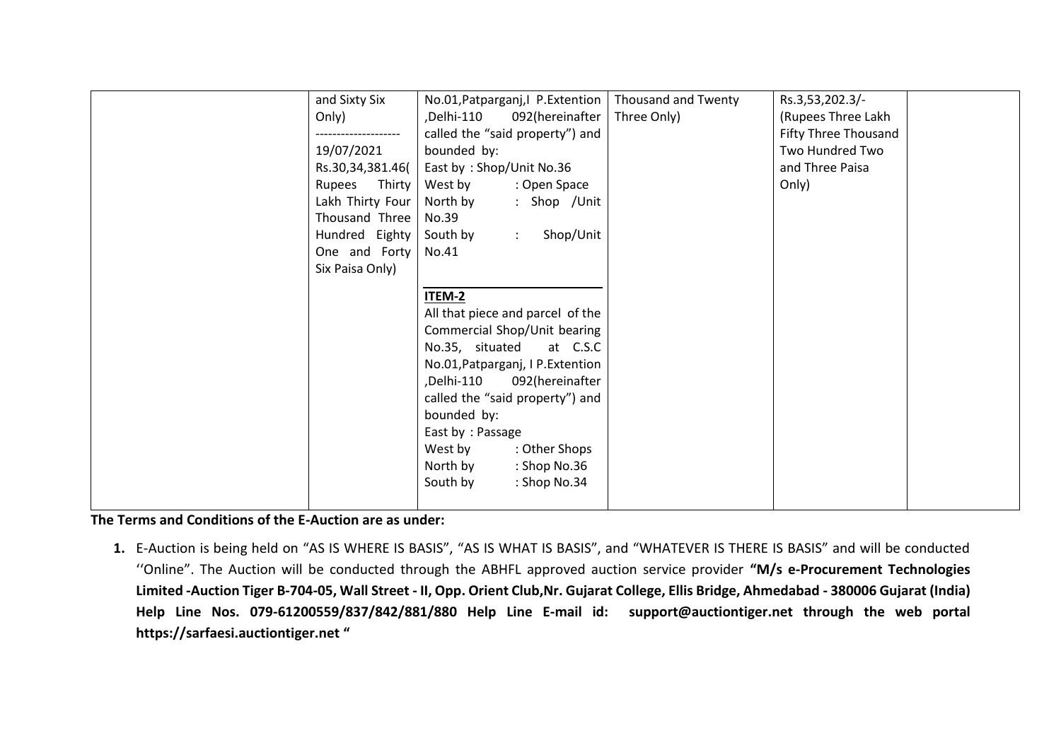|  | and Sixty Six Only)<br>--------------------<br>19/07/2021<br>Rs.30,34,381.46( Rupees Thirty Lakh Thirty Four Thousand Three Hundred Eighty One and Forty Six Paisa Only) | No.01,Patparganj,I P.Extention ,Delhi-110 092(hereinafter called the "said property") and bounded by:<br>East by : Shop/Unit No.36<br>West by : Open Space<br>North by : Shop /Unit No.39<br>South by : Shop/Unit No.41<br><br>**ITEM-2**<br>All that piece and parcel of the Commercial Shop/Unit bearing No.35, situated at C.S.C No.01,Patparganj, I P.Extention ,Delhi-110 092(hereinafter called the "said property") and bounded by:<br>East by : Passage<br>West by : Other Shops<br>North by : Shop No.36<br>South by : Shop No.34 | Thousand and Twenty Three Only) | Rs.3,53,202.3/- (Rupees Three Lakh Fifty Three Thousand Two Hundred Two and Three Paisa Only) |  |
|---|---|---|---|---|---|

**The Terms and Conditions of the E-Auction are as under:**

1. E-Auction is being held on "AS IS WHERE IS BASIS", "AS IS WHAT IS BASIS", and "WHATEVER IS THERE IS BASIS" and will be conducted ''Online". The Auction will be conducted through the ABHFL approved auction service provider **"M/s e-Procurement Technologies Limited -Auction Tiger B-704-05, Wall Street - II, Opp. Orient Club,Nr. Gujarat College, Ellis Bridge, Ahmedabad - 380006 Gujarat (India) Help Line Nos. 079-61200559/837/842/881/880 Help Line E-mail id: support@auctiontiger.net through the web portal https://sarfaesi.auctiontiger.net "**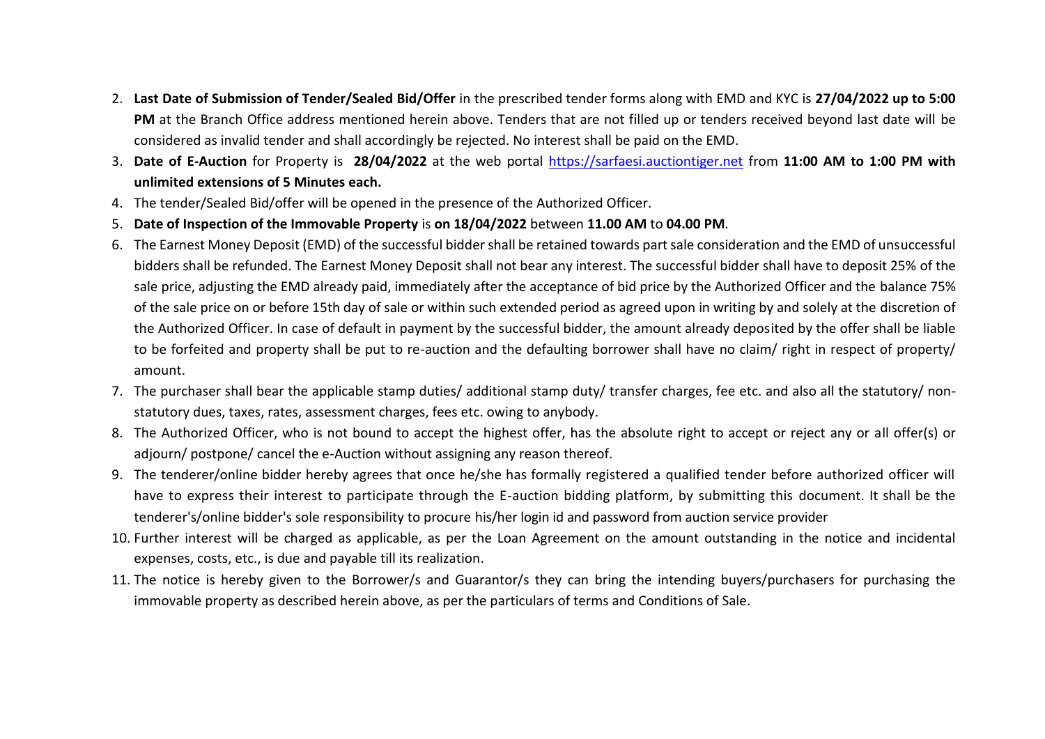2. **Last Date of Submission of Tender/Sealed Bid/Offer** in the prescribed tender forms along with EMD and KYC is **27/04/2022 up to 5:00 PM** at the Branch Office address mentioned herein above. Tenders that are not filled up or tenders received beyond last date will be considered as invalid tender and shall accordingly be rejected. No interest shall be paid on the EMD.
3. **Date of E-Auction** for Property is **28/04/2022** at the web portal https://sarfaesi.auctiontiger.net from **11:00 AM to 1:00 PM with unlimited extensions of 5 Minutes each.**
4. The tender/Sealed Bid/offer will be opened in the presence of the Authorized Officer.
5. **Date of Inspection of the Immovable Property** is **on 18/04/2022** between **11.00 AM** to **04.00 PM**.
6. The Earnest Money Deposit (EMD) of the successful bidder shall be retained towards part sale consideration and the EMD of unsuccessful bidders shall be refunded. The Earnest Money Deposit shall not bear any interest. The successful bidder shall have to deposit 25% of the sale price, adjusting the EMD already paid, immediately after the acceptance of bid price by the Authorized Officer and the balance 75% of the sale price on or before 15th day of sale or within such extended period as agreed upon in writing by and solely at the discretion of the Authorized Officer. In case of default in payment by the successful bidder, the amount already deposited by the offer shall be liable to be forfeited and property shall be put to re-auction and the defaulting borrower shall have no claim/ right in respect of property/ amount.
7. The purchaser shall bear the applicable stamp duties/ additional stamp duty/ transfer charges, fee etc. and also all the statutory/ non-statutory dues, taxes, rates, assessment charges, fees etc. owing to anybody.
8. The Authorized Officer, who is not bound to accept the highest offer, has the absolute right to accept or reject any or all offer(s) or adjourn/ postpone/ cancel the e-Auction without assigning any reason thereof.
9. The tenderer/online bidder hereby agrees that once he/she has formally registered a qualified tender before authorized officer will have to express their interest to participate through the E-auction bidding platform, by submitting this document. It shall be the tenderer's/online bidder's sole responsibility to procure his/her login id and password from auction service provider
10. Further interest will be charged as applicable, as per the Loan Agreement on the amount outstanding in the notice and incidental expenses, costs, etc., is due and payable till its realization.
11. The notice is hereby given to the Borrower/s and Guarantor/s they can bring the intending buyers/purchasers for purchasing the immovable property as described herein above, as per the particulars of terms and Conditions of Sale.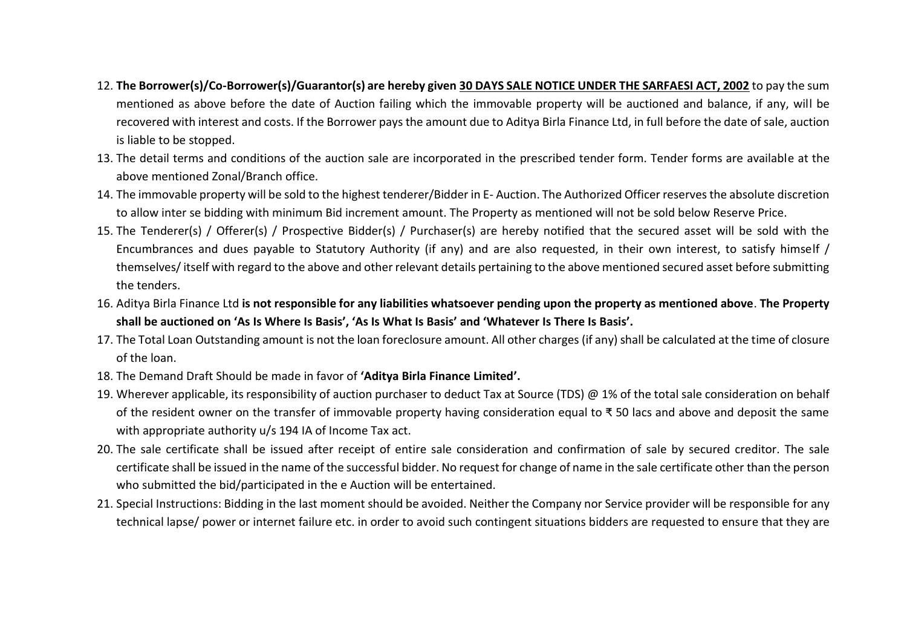12. **The Borrower(s)/Co-Borrower(s)/Guarantor(s) are hereby given <u>30 DAYS SALE NOTICE UNDER THE SARFAESI ACT, 2002</u>** to pay the sum mentioned as above before the date of Auction failing which the immovable property will be auctioned and balance, if any, will be recovered with interest and costs. If the Borrower pays the amount due to Aditya Birla Finance Ltd, in full before the date of sale, auction is liable to be stopped.
13. The detail terms and conditions of the auction sale are incorporated in the prescribed tender form. Tender forms are available at the above mentioned Zonal/Branch office.
14. The immovable property will be sold to the highest tenderer/Bidder in E- Auction. The Authorized Officer reserves the absolute discretion to allow inter se bidding with minimum Bid increment amount. The Property as mentioned will not be sold below Reserve Price.
15. The Tenderer(s) / Offerer(s) / Prospective Bidder(s) / Purchaser(s) are hereby notified that the secured asset will be sold with the Encumbrances and dues payable to Statutory Authority (if any) and are also requested, in their own interest, to satisfy himself / themselves/ itself with regard to the above and other relevant details pertaining to the above mentioned secured asset before submitting the tenders.
16. Aditya Birla Finance Ltd **is not responsible for any liabilities whatsoever pending upon the property as mentioned above**. **The Property shall be auctioned on 'As Is Where Is Basis', 'As Is What Is Basis' and 'Whatever Is There Is Basis'.**
17. The Total Loan Outstanding amount is not the loan foreclosure amount. All other charges (if any) shall be calculated at the time of closure of the loan.
18. The Demand Draft Should be made in favor of **'Aditya Birla Finance Limited'.**
19. Wherever applicable, its responsibility of auction purchaser to deduct Tax at Source (TDS) @ 1% of the total sale consideration on behalf of the resident owner on the transfer of immovable property having consideration equal to ₹ 50 lacs and above and deposit the same with appropriate authority u/s 194 IA of Income Tax act.
20. The sale certificate shall be issued after receipt of entire sale consideration and confirmation of sale by secured creditor. The sale certificate shall be issued in the name of the successful bidder. No request for change of name in the sale certificate other than the person who submitted the bid/participated in the e Auction will be entertained.
21. Special Instructions: Bidding in the last moment should be avoided. Neither the Company nor Service provider will be responsible for any technical lapse/ power or internet failure etc. in order to avoid such contingent situations bidders are requested to ensure that they are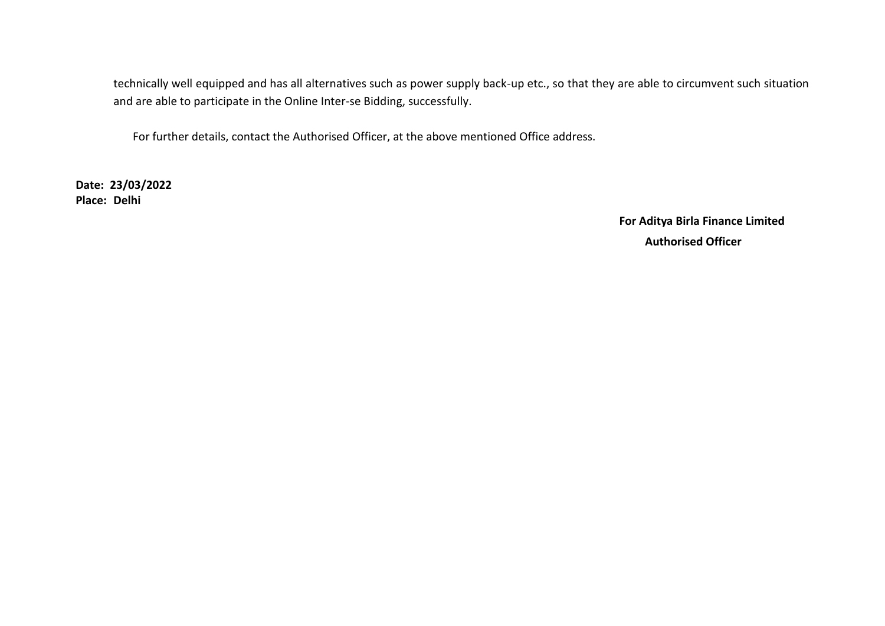technically well equipped and has all alternatives such as power supply back-up etc., so that they are able to circumvent such situation and are able to participate in the Online Inter-se Bidding, successfully.

For further details, contact the Authorised Officer, at the above mentioned Office address.

**Date: 23/03/2022**
**Place: Delhi**

**For Aditya Birla Finance Limited**
**Authorised Officer**